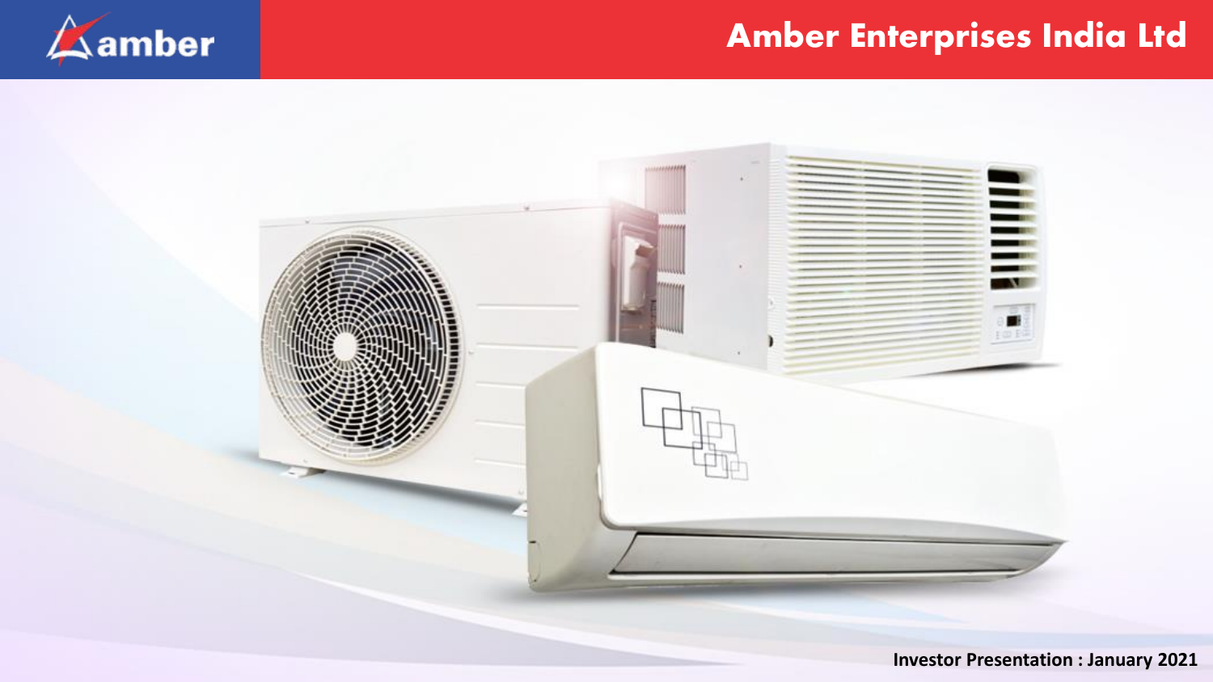# Amber Enterprises India Ltd

amber

Investor Presentation : January 2021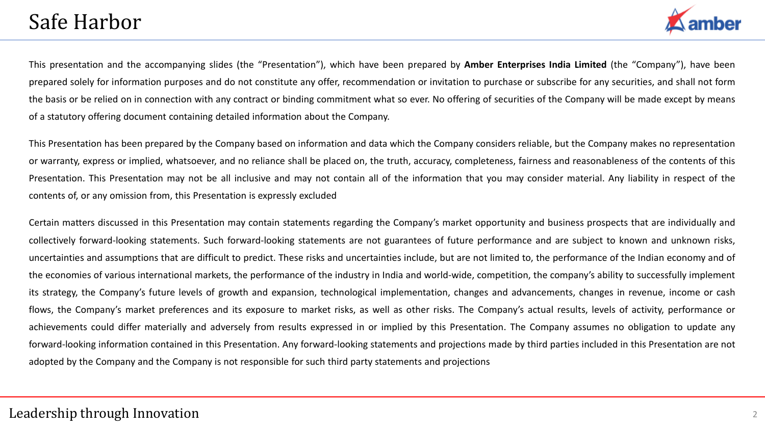# Safe Harbor

This presentation and the accompanying slides (the “Presentation”), which have been prepared by **Amber Enterprises India Limited** (the “Company”), have been prepared solely for information purposes and do not constitute any offer, recommendation or invitation to purchase or subscribe for any securities, and shall not form the basis or be relied on in connection with any contract or binding commitment what so ever. No offering of securities of the Company will be made except by means of a statutory offering document containing detailed information about the Company.

This Presentation has been prepared by the Company based on information and data which the Company considers reliable, but the Company makes no representation or warranty, express or implied, whatsoever, and no reliance shall be placed on, the truth, accuracy, completeness, fairness and reasonableness of the contents of this Presentation. This Presentation may not be all inclusive and may not contain all of the information that you may consider material. Any liability in respect of the contents of, or any omission from, this Presentation is expressly excluded

Certain matters discussed in this Presentation may contain statements regarding the Company’s market opportunity and business prospects that are individually and collectively forward-looking statements. Such forward-looking statements are not guarantees of future performance and are subject to known and unknown risks, uncertainties and assumptions that are difficult to predict. These risks and uncertainties include, but are not limited to, the performance of the Indian economy and of the economies of various international markets, the performance of the industry in India and world-wide, competition, the company’s ability to successfully implement its strategy, the Company’s future levels of growth and expansion, technological implementation, changes and advancements, changes in revenue, income or cash flows, the Company’s market preferences and its exposure to market risks, as well as other risks. The Company’s actual results, levels of activity, performance or achievements could differ materially and adversely from results expressed in or implied by this Presentation. The Company assumes no obligation to update any forward-looking information contained in this Presentation. Any forward-looking statements and projections made by third parties included in this Presentation are not adopted by the Company and the Company is not responsible for such third party statements and projections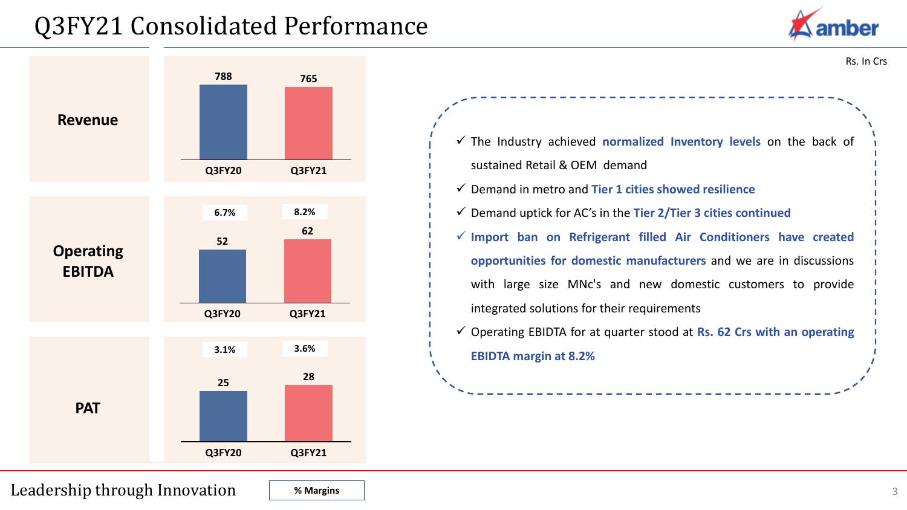# Q3FY21 Consolidated Performance

Rs. In Crs

| | Q3FY20 | Q3FY21 |
|---|---|---|
| **Revenue** | 788 | 765 |
| **Operating EBITDA** | 52 | 62 |
| % Margin | 6.7% | 8.2% |
| **PAT** | 25 | 28 |
| % Margin | 3.1% | 3.6% |

- ✓ The Industry achieved **normalized Inventory levels** on the back of sustained Retail & OEM demand
- ✓ Demand in metro and **Tier 1 cities showed resilience**
- ✓ Demand uptick for AC's in the **Tier 2/Tier 3 cities continued**
- ✓ **Import ban on Refrigerant filled Air Conditioners have created opportunities for domestic manufacturers** and we are in discussions with large size MNc's and new domestic customers to provide integrated solutions for their requirements
- ✓ Operating EBIDTA for at quarter stood at **Rs. 62 Crs with an operating EBIDTA margin at 8.2%**

Leadership through Innovation

% Margins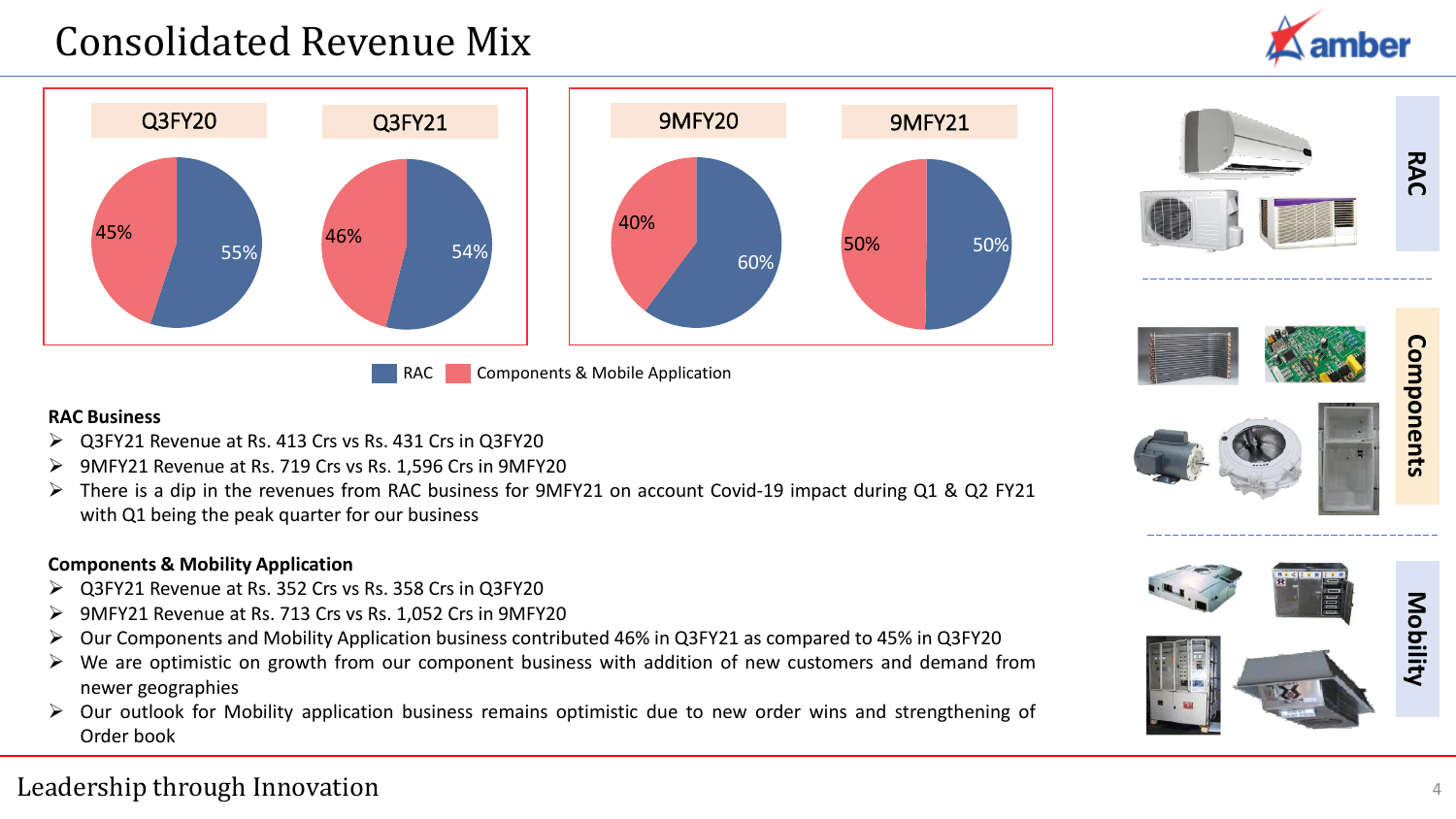# Consolidated Revenue Mix

| | Q3FY20 | Q3FY21 | 9MFY20 | 9MFY21 |
|---|---|---|---|---|
| RAC | 55% | 54% | 60% | 50% |
| Components & Mobile Application | 45% | 46% | 40% | 50% |

**RAC Business**

- Q3FY21 Revenue at Rs. 413 Crs vs Rs. 431 Crs in Q3FY20
- 9MFY21 Revenue at Rs. 719 Crs vs Rs. 1,596 Crs in 9MFY20
- There is a dip in the revenues from RAC business for 9MFY21 on account Covid-19 impact during Q1 & Q2 FY21 with Q1 being the peak quarter for our business

**Components & Mobility Application**

- Q3FY21 Revenue at Rs. 352 Crs vs Rs. 358 Crs in Q3FY20
- 9MFY21 Revenue at Rs. 713 Crs vs Rs. 1,052 Crs in 9MFY20
- Our Components and Mobility Application business contributed 46% in Q3FY21 as compared to 45% in Q3FY20
- We are optimistic on growth from our component business with addition of new customers and demand from newer geographies
- Our outlook for Mobility application business remains optimistic due to new order wins and strengthening of Order book

RAC

Components

Mobility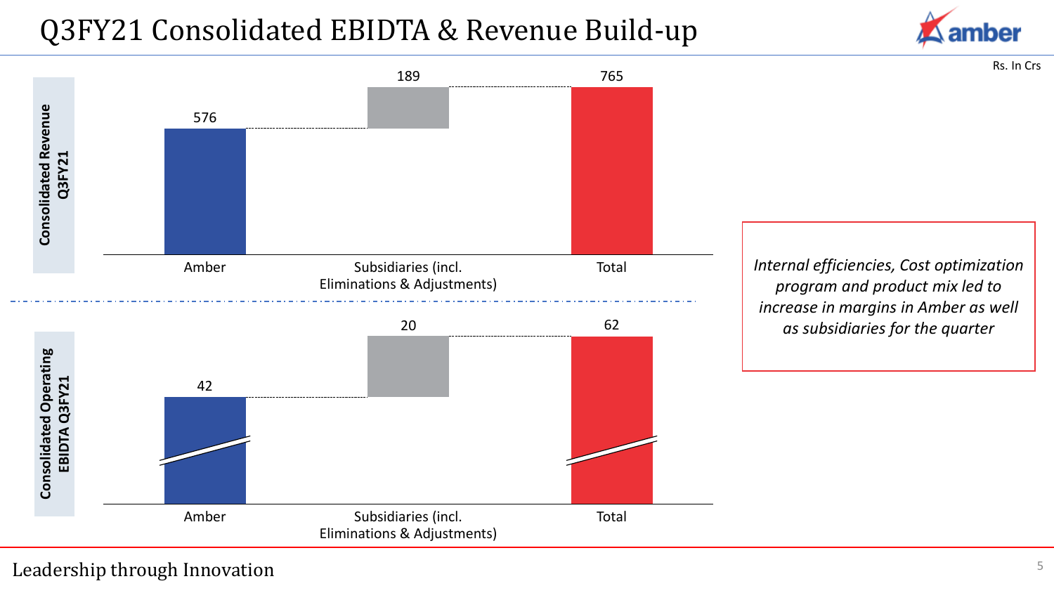# Q3FY21 Consolidated EBIDTA & Revenue Build-up

Rs. In Crs

**Consolidated Revenue Q3FY21**

| Amber | Subsidiaries (incl. Eliminations & Adjustments) | Total |
|---|---|---|
| 576 | 189 | 765 |

**Consolidated Operating EBIDTA Q3FY21**

| Amber | Subsidiaries (incl. Eliminations & Adjustments) | Total |
|---|---|---|
| 42 | 20 | 62 |

*Internal efficiencies, Cost optimization program and product mix led to increase in margins in Amber as well as subsidiaries for the quarter*

Leadership through Innovation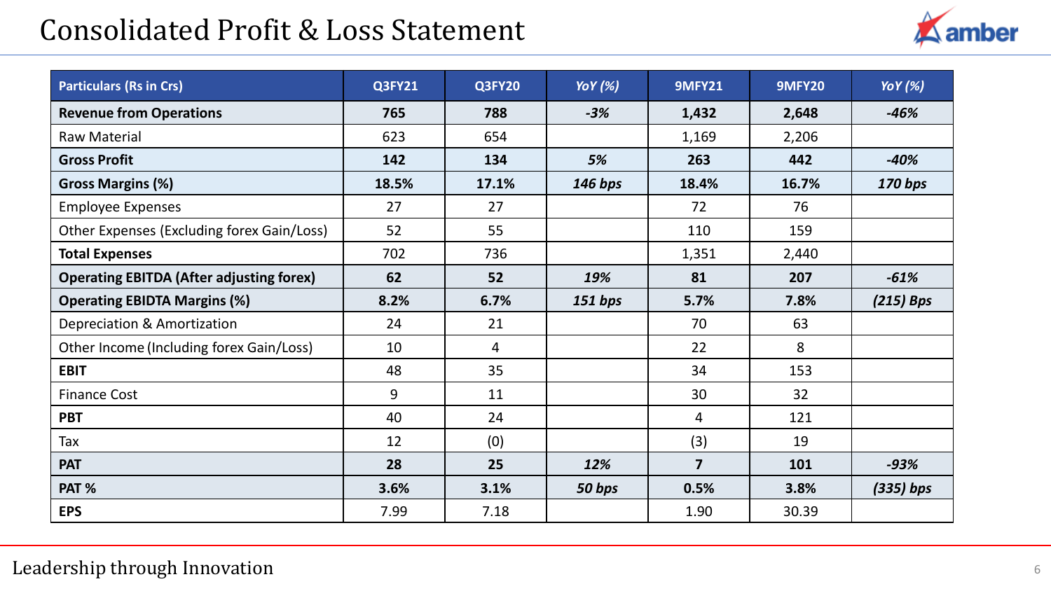# Consolidated Profit & Loss Statement

| Particulars (Rs in Crs) | Q3FY21 | Q3FY20 | YoY (%) | 9MFY21 | 9MFY20 | YoY (%) |
|---|---|---|---|---|---|---|
| **Revenue from Operations** | **765** | **788** | ***-3%*** | **1,432** | **2,648** | ***-46%*** |
| Raw Material | 623 | 654 | | 1,169 | 2,206 | |
| **Gross Profit** | **142** | **134** | ***5%*** | **263** | **442** | ***-40%*** |
| **Gross Margins (%)** | **18.5%** | **17.1%** | ***146 bps*** | **18.4%** | **16.7%** | ***170 bps*** |
| Employee Expenses | 27 | 27 | | 72 | 76 | |
| Other Expenses (Excluding forex Gain/Loss) | 52 | 55 | | 110 | 159 | |
| **Total Expenses** | 702 | 736 | | 1,351 | 2,440 | |
| **Operating EBITDA (After adjusting forex)** | **62** | **52** | ***19%*** | **81** | **207** | ***-61%*** |
| **Operating EBIDTA Margins (%)** | **8.2%** | **6.7%** | ***151 bps*** | **5.7%** | **7.8%** | ***(215) Bps*** |
| Depreciation & Amortization | 24 | 21 | | 70 | 63 | |
| Other Income (Including forex Gain/Loss) | 10 | 4 | | 22 | 8 | |
| **EBIT** | 48 | 35 | | 34 | 153 | |
| Finance Cost | 9 | 11 | | 30 | 32 | |
| **PBT** | 40 | 24 | | 4 | 121 | |
| Tax | 12 | (0) | | (3) | 19 | |
| **PAT** | **28** | **25** | ***12%*** | **7** | **101** | ***-93%*** |
| **PAT %** | **3.6%** | **3.1%** | ***50 bps*** | **0.5%** | **3.8%** | ***(335) bps*** |
| **EPS** | 7.99 | 7.18 | | 1.90 | 30.39 | |

Leadership through Innovation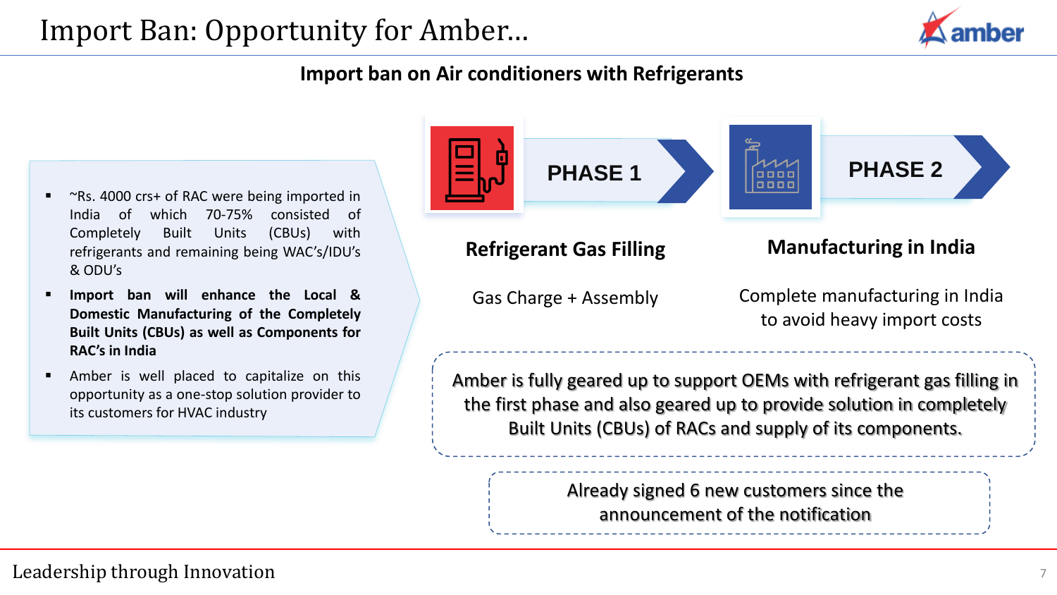# Import Ban: Opportunity for Amber...

## Import ban on Air conditioners with Refrigerants

- ~Rs. 4000 crs+ of RAC were being imported in India of which 70-75% consisted of Completely Built Units (CBUs) with refrigerants and remaining being WAC's/IDU's & ODU's
- **Import ban will enhance the Local & Domestic Manufacturing of the Completely Built Units (CBUs) as well as Components for RAC's in India**
- Amber is well placed to capitalize on this opportunity as a one-stop solution provider to its customers for HVAC industry

**PHASE 1**

### Refrigerant Gas Filling

Gas Charge + Assembly

**PHASE 2**

### Manufacturing in India

Complete manufacturing in India to avoid heavy import costs

Amber is fully geared up to support OEMs with refrigerant gas filling in the first phase and also geared up to provide solution in completely Built Units (CBUs) of RACs and supply of its components.

Already signed 6 new customers since the announcement of the notification

Leadership through Innovation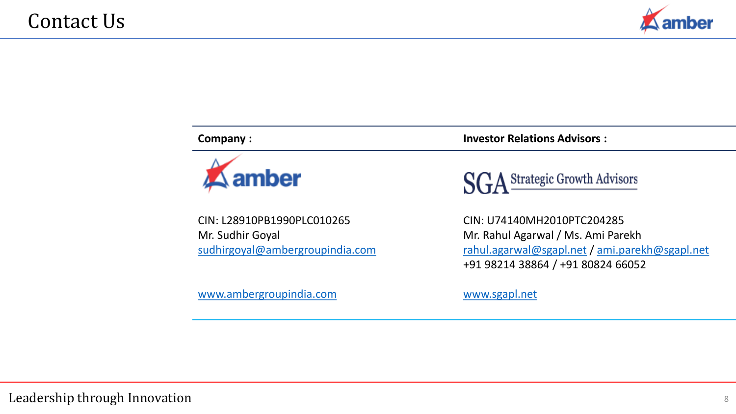# Contact Us

| Company : | Investor Relations Advisors : |
| --- | --- |
| amber | SGA Strategic Growth Advisors |
| CIN: L28910PB1990PLC010265<br>Mr. Sudhir Goyal<br>sudhirgoyal@ambergroupindia.com | CIN: U74140MH2010PTC204285<br>Mr. Rahul Agarwal / Ms. Ami Parekh<br>rahul.agarwal@sgapl.net / ami.parekh@sgapl.net<br>+91 98214 38864 / +91 80824 66052 |
| www.ambergroupindia.com | www.sgapl.net |

Leadership through Innovation